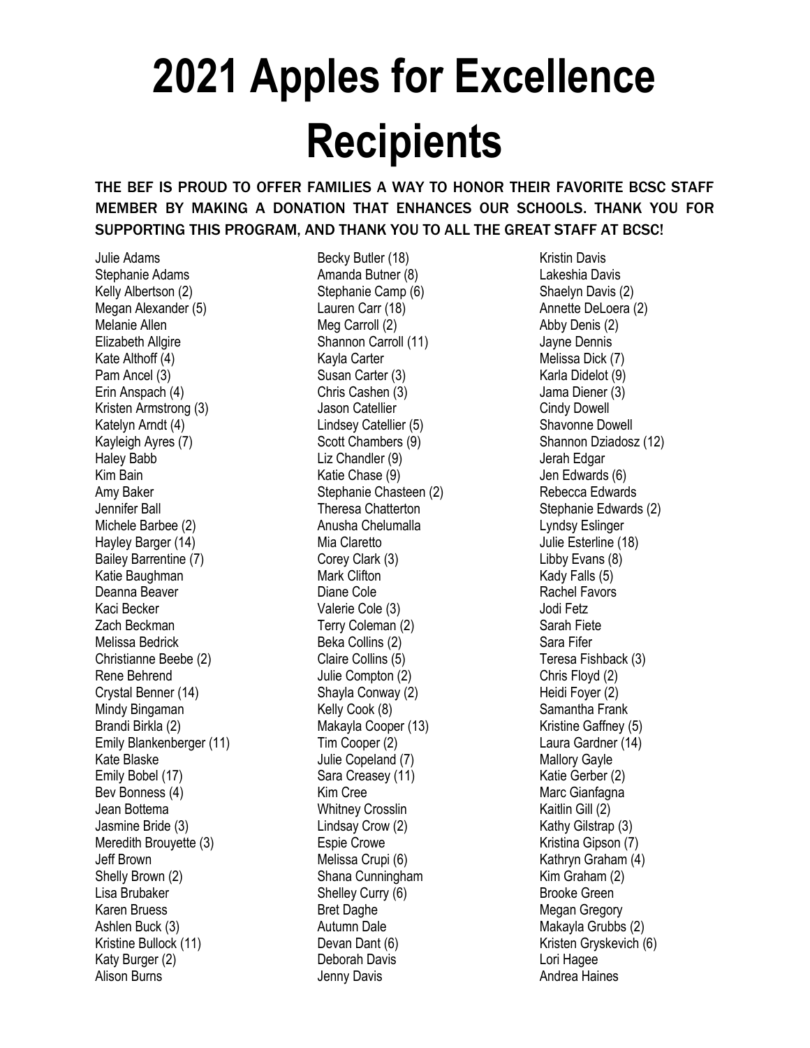# 2021 Apples for Excellence Recipients

THE BEF IS PROUD TO OFFER FAMILIES A WAY TO HONOR THEIR FAVORITE BCSC STAFF MEMBER BY MAKING A DONATION THAT ENHANCES OUR SCHOOLS. THANK YOU FOR SUPPORTING THIS PROGRAM, AND THANK YOU TO ALL THE GREAT STAFF AT BCSC!

Julie Adams
Stephanie Adams
Kelly Albertson (2)
Megan Alexander (5)
Melanie Allen
Elizabeth Allgire
Kate Althoff (4)
Pam Ancel (3)
Erin Anspach (4)
Kristen Armstrong (3)
Katelyn Arndt (4)
Kayleigh Ayres (7)
Haley Babb
Kim Bain
Amy Baker
Jennifer Ball
Michele Barbee (2)
Hayley Barger (14)
Bailey Barrentine (7)
Katie Baughman
Deanna Beaver
Kaci Becker
Zach Beckman
Melissa Bedrick
Christianne Beebe (2)
Rene Behrend
Crystal Benner (14)
Mindy Bingaman
Brandi Birkla (2)
Emily Blankenberger (11)
Kate Blaske
Emily Bobel (17)
Bev Bonness (4)
Jean Bottema
Jasmine Bride (3)
Meredith Brouyette (3)
Jeff Brown
Shelly Brown (2)
Lisa Brubaker
Karen Bruess
Ashlen Buck (3)
Kristine Bullock (11)
Katy Burger (2)
Alison Burns
Becky Butler (18)
Amanda Butner (8)
Stephanie Camp (6)
Lauren Carr (18)
Meg Carroll (2)
Shannon Carroll (11)
Kayla Carter
Susan Carter (3)
Chris Cashen (3)
Jason Catellier
Lindsey Catellier (5)
Scott Chambers (9)
Liz Chandler (9)
Katie Chase (9)
Stephanie Chasteen (2)
Theresa Chatterton
Anusha Chelumalla
Mia Claretto
Corey Clark (3)
Mark Clifton
Diane Cole
Valerie Cole (3)
Terry Coleman (2)
Beka Collins (2)
Claire Collins (5)
Julie Compton (2)
Shayla Conway (2)
Kelly Cook (8)
Makayla Cooper (13)
Tim Cooper (2)
Julie Copeland (7)
Sara Creasey (11)
Kim Cree
Whitney Crosslin
Lindsay Crow (2)
Espie Crowe
Melissa Crupi (6)
Shana Cunningham
Shelley Curry (6)
Bret Daghe
Autumn Dale
Devan Dant (6)
Deborah Davis
Jenny Davis
Kristin Davis
Lakeshia Davis
Shaelyn Davis (2)
Annette DeLoera (2)
Abby Denis (2)
Jayne Dennis
Melissa Dick (7)
Karla Didelot (9)
Jama Diener (3)
Cindy Dowell
Shavonne Dowell
Shannon Dziadosz (12)
Jerah Edgar
Jen Edwards (6)
Rebecca Edwards
Stephanie Edwards (2)
Lyndsy Eslinger
Julie Esterline (18)
Libby Evans (8)
Kady Falls (5)
Rachel Favors
Jodi Fetz
Sarah Fiete
Sara Fifer
Teresa Fishback (3)
Chris Floyd (2)
Heidi Foyer (2)
Samantha Frank
Kristine Gaffney (5)
Laura Gardner (14)
Mallory Gayle
Katie Gerber (2)
Marc Gianfagna
Kaitlin Gill (2)
Kathy Gilstrap (3)
Kristina Gipson (7)
Kathryn Graham (4)
Kim Graham (2)
Brooke Green
Megan Gregory
Makayla Grubbs (2)
Kristen Gryskevich (6)
Lori Hagee
Andrea Haines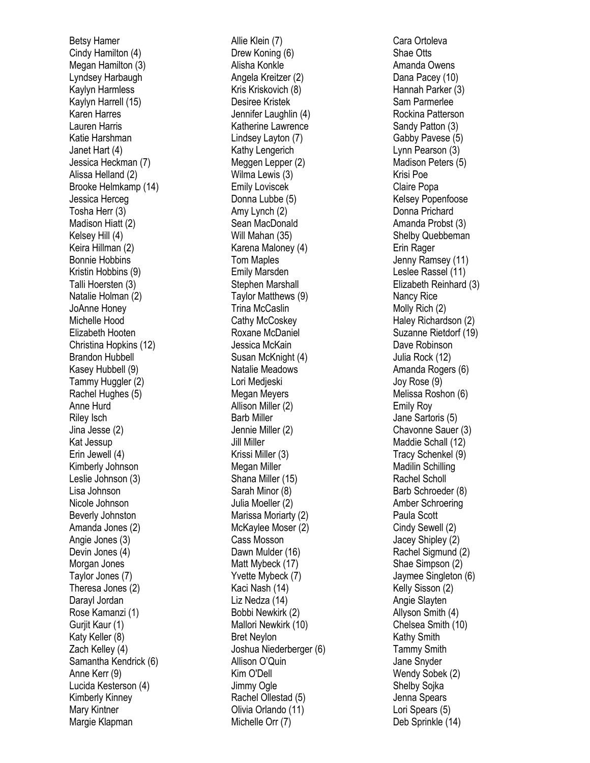Betsy Hamer
Cindy Hamilton (4)
Megan Hamilton (3)
Lyndsey Harbaugh
Kaylyn Harmless
Kaylyn Harrell (15)
Karen Harres
Lauren Harris
Katie Harshman
Janet Hart (4)
Jessica Heckman (7)
Alissa Helland (2)
Brooke Helmkamp (14)
Jessica Herceg
Tosha Herr (3)
Madison Hiatt (2)
Kelsey Hill (4)
Keira Hillman (2)
Bonnie Hobbins
Kristin Hobbins (9)
Talli Hoersten (3)
Natalie Holman (2)
JoAnne Honey
Michelle Hood
Elizabeth Hooten
Christina Hopkins (12)
Brandon Hubbell
Kasey Hubbell (9)
Tammy Huggler (2)
Rachel Hughes (5)
Anne Hurd
Riley Isch
Jina Jesse (2)
Kat Jessup
Erin Jewell (4)
Kimberly Johnson
Leslie Johnson (3)
Lisa Johnson
Nicole Johnson
Beverly Johnston
Amanda Jones (2)
Angie Jones (3)
Devin Jones (4)
Morgan Jones
Taylor Jones (7)
Theresa Jones (2)
Darayl Jordan
Rose Kamanzi (1)
Gurjit Kaur (1)
Katy Keller (8)
Zach Kelley (4)
Samantha Kendrick (6)
Anne Kerr (9)
Lucida Kesterson (4)
Kimberly Kinney
Mary Kintner
Margie Klapman

Allie Klein (7)
Drew Koning (6)
Alisha Konkle
Angela Kreitzer (2)
Kris Kriskovich (8)
Desiree Kristek
Jennifer Laughlin (4)
Katherine Lawrence
Lindsey Layton (7)
Kathy Lengerich
Meggen Lepper (2)
Wilma Lewis (3)
Emily Loviscek
Donna Lubbe (5)
Amy Lynch (2)
Sean MacDonald
Will Mahan (35)
Karena Maloney (4)
Tom Maples
Emily Marsden
Stephen Marshall
Taylor Matthews (9)
Trina McCaslin
Cathy McCoskey
Roxane McDaniel
Jessica McKain
Susan McKnight (4)
Natalie Meadows
Lori Medjeski
Megan Meyers
Allison Miller (2)
Barb Miller
Jennie Miller (2)
Jill Miller
Krissi Miller (3)
Megan Miller
Shana Miller (15)
Sarah Minor (8)
Julia Moeller (2)
Marissa Moriarty (2)
McKaylee Moser (2)
Cass Mosson
Dawn Mulder (16)
Matt Mybeck (17)
Yvette Mybeck (7)
Kaci Nash (14)
Liz Nedza (14)
Bobbi Newkirk (2)
Mallori Newkirk (10)
Bret Neylon
Joshua Niederberger (6)
Allison O'Quin
Kim O'Dell
Jimmy Ogle
Rachel Ollestad (5)
Olivia Orlando (11)
Michelle Orr (7)

Cara Ortoleva
Shae Otts
Amanda Owens
Dana Pacey (10)
Hannah Parker (3)
Sam Parmerlee
Rockina Patterson
Sandy Patton (3)
Gabby Pavese (5)
Lynn Pearson (3)
Madison Peters (5)
Krisi Poe
Claire Popa
Kelsey Popenfoose
Donna Prichard
Amanda Probst (3)
Shelby Quebbeman
Erin Rager
Jenny Ramsey (11)
Leslee Rassel (11)
Elizabeth Reinhard (3)
Nancy Rice
Molly Rich (2)
Haley Richardson (2)
Suzanne Rietdorf (19)
Dave Robinson
Julia Rock (12)
Amanda Rogers (6)
Joy Rose (9)
Melissa Roshon (6)
Emily Roy
Jane Sartoris (5)
Chavonne Sauer (3)
Maddie Schall (12)
Tracy Schenkel (9)
Madilin Schilling
Rachel Scholl
Barb Schroeder (8)
Amber Schroering
Paula Scott
Cindy Sewell (2)
Jacey Shipley (2)
Rachel Sigmund (2)
Shae Simpson (2)
Jaymee Singleton (6)
Kelly Sisson (2)
Angie Slayten
Allyson Smith (4)
Chelsea Smith (10)
Kathy Smith
Tammy Smith
Jane Snyder
Wendy Sobek (2)
Shelby Sojka
Jenna Spears
Lori Spears (5)
Deb Sprinkle (14)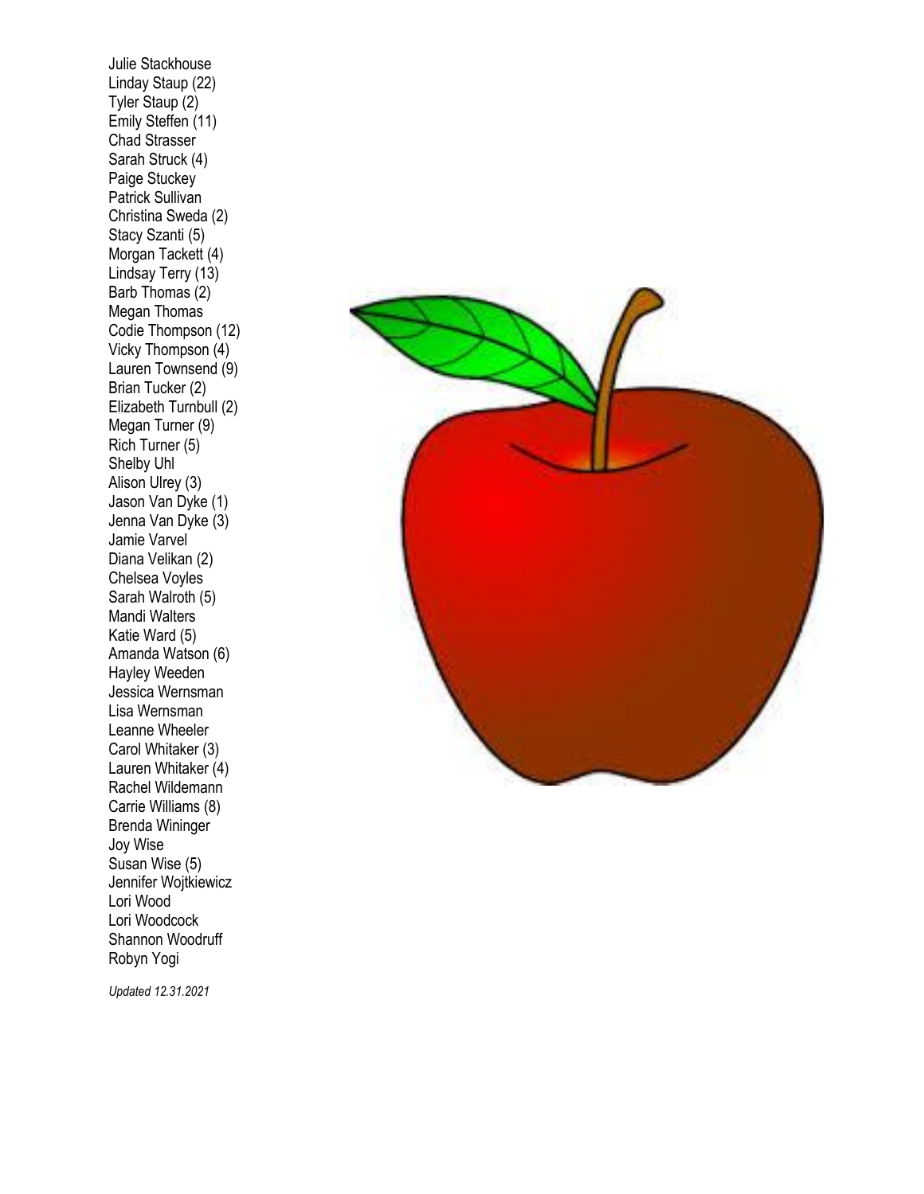Julie Stackhouse
Linday Staup (22)
Tyler Staup (2)
Emily Steffen (11)
Chad Strasser
Sarah Struck (4)
Paige Stuckey
Patrick Sullivan
Christina Sweda (2)
Stacy Szanti (5)
Morgan Tackett (4)
Lindsay Terry (13)
Barb Thomas (2)
Megan Thomas
Codie Thompson (12)
Vicky Thompson (4)
Lauren Townsend (9)
Brian Tucker (2)
Elizabeth Turnbull (2)
Megan Turner (9)
Rich Turner (5)
Shelby Uhl
Alison Ulrey (3)
Jason Van Dyke (1)
Jenna Van Dyke (3)
Jamie Varvel
Diana Velikan (2)
Chelsea Voyles
Sarah Walroth (5)
Mandi Walters
Katie Ward (5)
Amanda Watson (6)
Hayley Weeden
Jessica Wernsman
Lisa Wernsman
Leanne Wheeler
Carol Whitaker (3)
Lauren Whitaker (4)
Rachel Wildemann
Carrie Williams (8)
Brenda Wininger
Joy Wise
Susan Wise (5)
Jennifer Wojtkiewicz
Lori Wood
Lori Woodcock
Shannon Woodruff
Robyn Yogi

*Updated 12.31.2021*